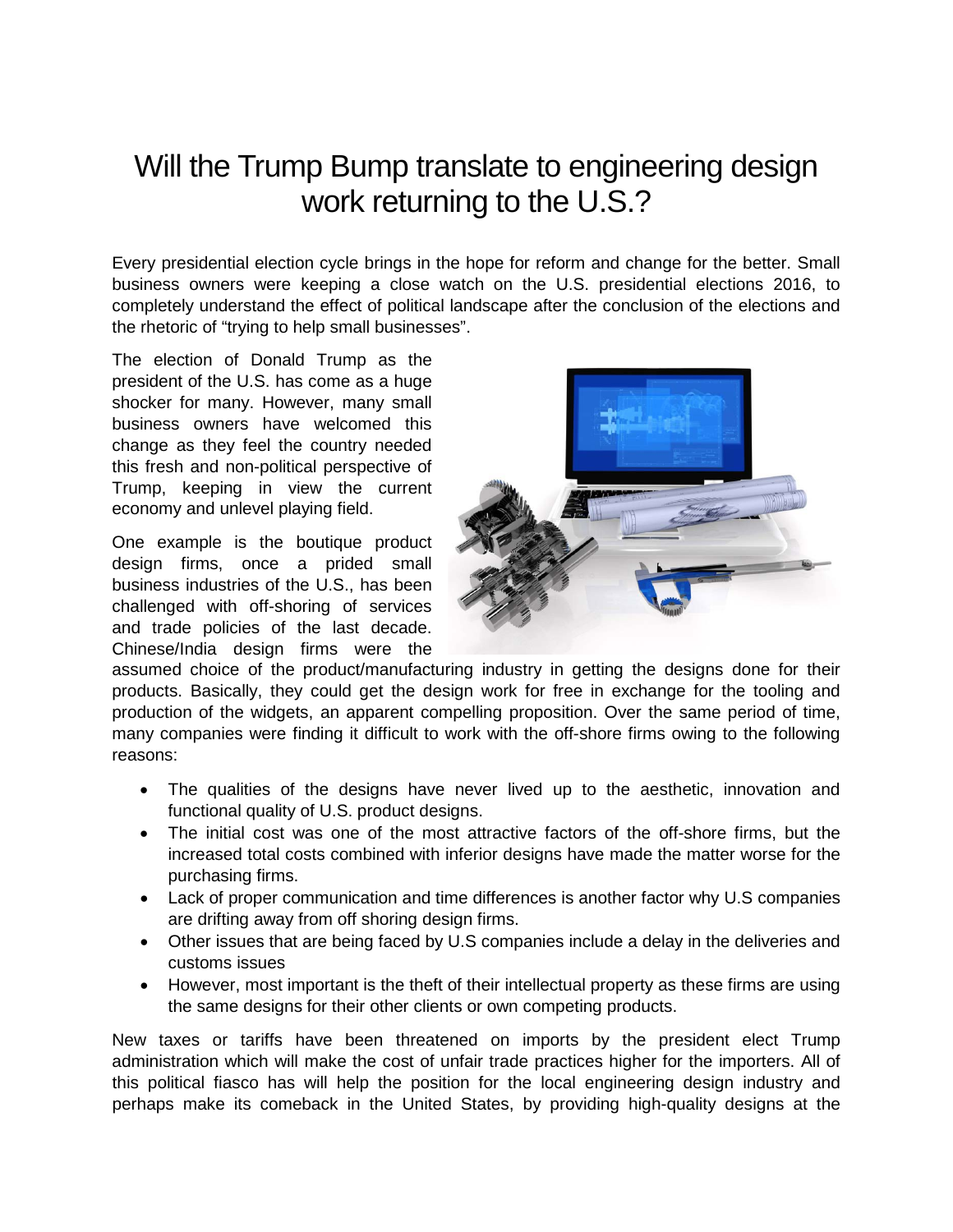# Will the Trump Bump translate to engineering design work returning to the U.S.?

Every presidential election cycle brings in the hope for reform and change for the better. Small business owners were keeping a close watch on the U.S. presidential elections 2016, to completely understand the effect of political landscape after the conclusion of the elections and the rhetoric of "trying to help small businesses".

The election of Donald Trump as the president of the U.S. has come as a huge shocker for many. However, many small business owners have welcomed this change as they feel the country needed this fresh and non-political perspective of Trump, keeping in view the current economy and unlevel playing field.

One example is the boutique product design firms, once a prided small business industries of the U.S., has been challenged with off-shoring of services and trade policies of the last decade. Chinese/India design firms were the assumed choice of the product/manufacturing industry in getting the designs done for their products. Basically, they could get the design work for free in exchange for the tooling and production of the widgets, an apparent compelling proposition. Over the same period of time, many companies were finding it difficult to work with the off-shore firms owing to the following reasons:

- The qualities of the designs have never lived up to the aesthetic, innovation and functional quality of U.S. product designs.
- The initial cost was one of the most attractive factors of the off-shore firms, but the increased total costs combined with inferior designs have made the matter worse for the purchasing firms.
- Lack of proper communication and time differences is another factor why U.S companies are drifting away from off shoring design firms.
- Other issues that are being faced by U.S companies include a delay in the deliveries and customs issues
- However, most important is the theft of their intellectual property as these firms are using the same designs for their other clients or own competing products.

New taxes or tariffs have been threatened on imports by the president elect Trump administration which will make the cost of unfair trade practices higher for the importers. All of this political fiasco has will help the position for the local engineering design industry and perhaps make its comeback in the United States, by providing high-quality designs at the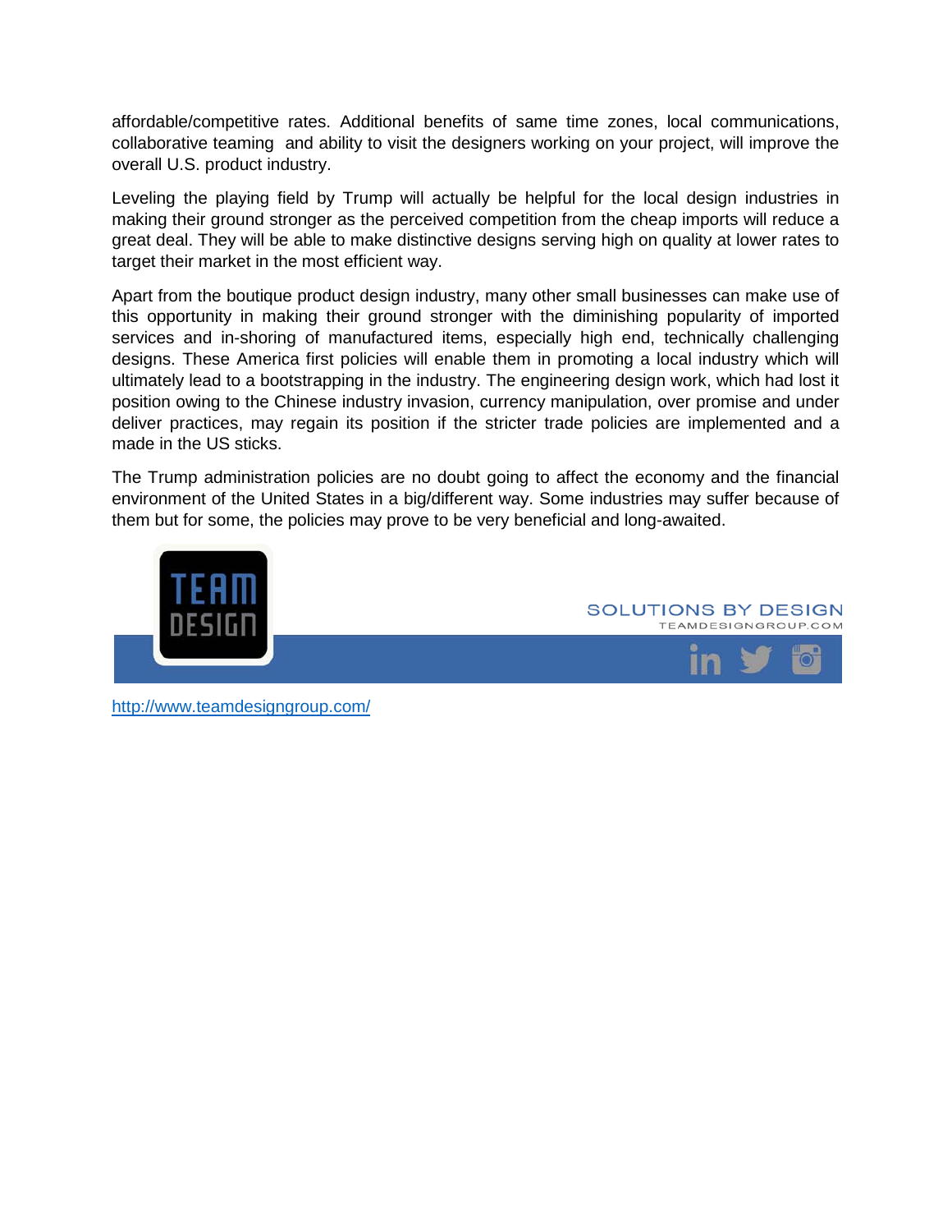affordable/competitive rates. Additional benefits of same time zones, local communications, collaborative teaming and ability to visit the designers working on your project, will improve the overall U.S. product industry.

Leveling the playing field by Trump will actually be helpful for the local design industries in making their ground stronger as the perceived competition from the cheap imports will reduce a great deal. They will be able to make distinctive designs serving high on quality at lower rates to target their market in the most efficient way.

Apart from the boutique product design industry, many other small businesses can make use of this opportunity in making their ground stronger with the diminishing popularity of imported services and in-shoring of manufactured items, especially high end, technically challenging designs. These America first policies will enable them in promoting a local industry which will ultimately lead to a bootstrapping in the industry. The engineering design work, which had lost it position owing to the Chinese industry invasion, currency manipulation, over promise and under deliver practices, may regain its position if the stricter trade policies are implemented and a made in the US sticks.

The Trump administration policies are no doubt going to affect the economy and the financial environment of the United States in a big/different way. Some industries may suffer because of them but for some, the policies may prove to be very beneficial and long-awaited.

TEAM DESIGN

SOLUTIONS BY DESIGN

TEAMDESIGNGROUP.COM

http://www.teamdesigngroup.com/